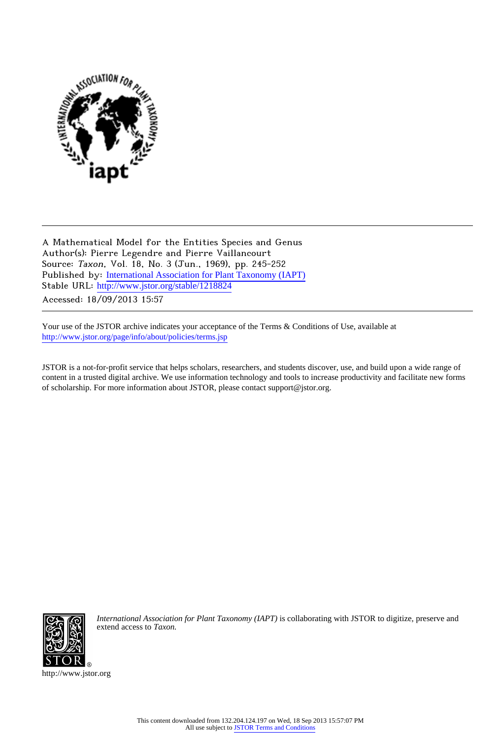A Mathematical Model for the Entities Species and Genus
Author(s): Pierre Legendre and Pierre Vaillancourt
Source: *Taxon*, Vol. 18, No. 3 (Jun., 1969), pp. 245-252
Published by: International Association for Plant Taxonomy (IAPT)
Stable URL: http://www.jstor.org/stable/1218824
Accessed: 18/09/2013 15:57

Your use of the JSTOR archive indicates your acceptance of the Terms & Conditions of Use, available at http://www.jstor.org/page/info/about/policies/terms.jsp

JSTOR is a not-for-profit service that helps scholars, researchers, and students discover, use, and build upon a wide range of content in a trusted digital archive. We use information technology and tools to increase productivity and facilitate new forms of scholarship. For more information about JSTOR, please contact support@jstor.org.

*International Association for Plant Taxonomy (IAPT)* is collaborating with JSTOR to digitize, preserve and extend access to *Taxon.*

http://www.jstor.org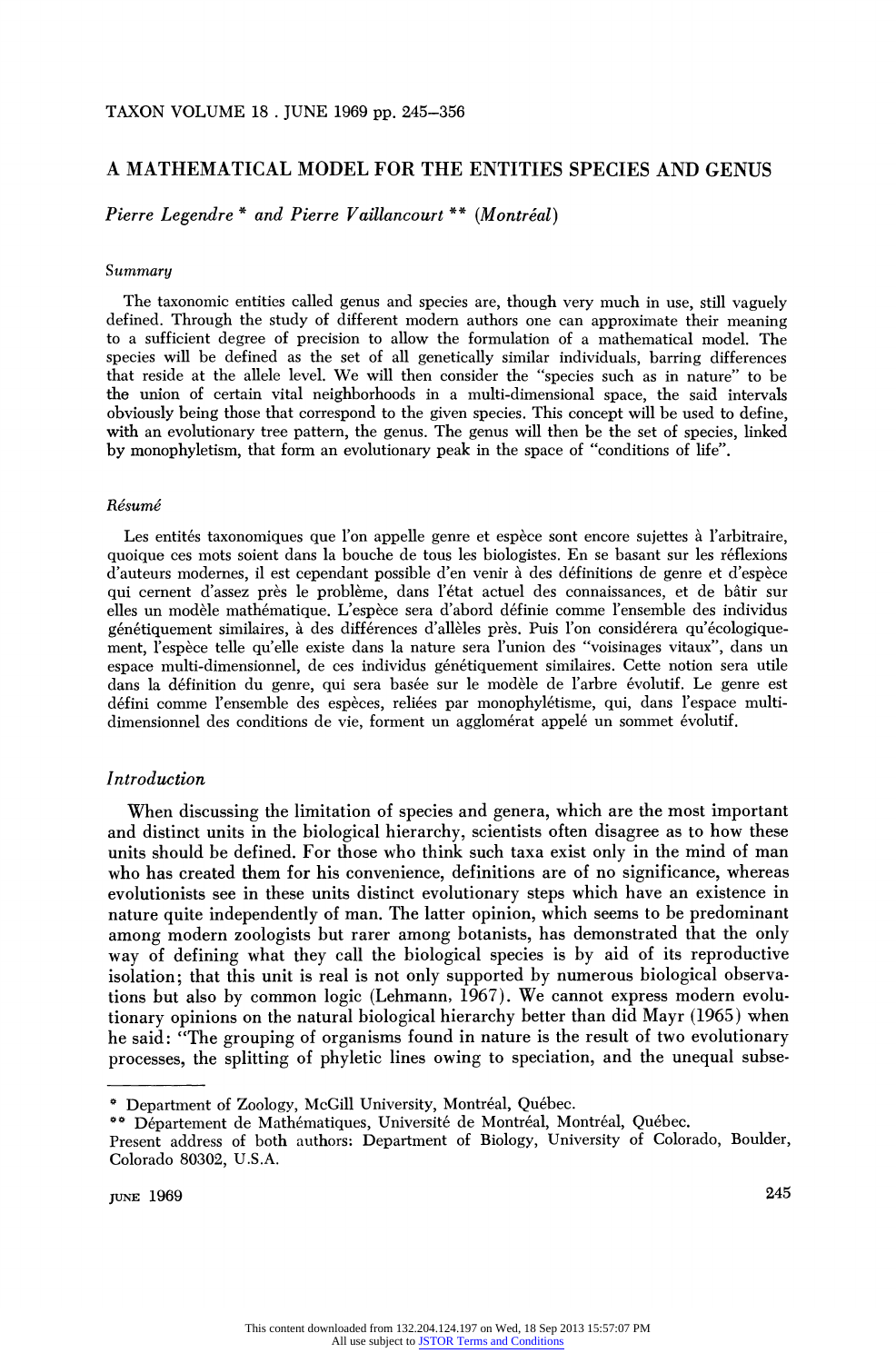# A MATHEMATICAL MODEL FOR THE ENTITIES SPECIES AND GENUS

*Pierre Legendre* * and *Pierre Vaillancourt* ** (*Montréal*)

### *Summary*

The taxonomic entities called genus and species are, though very much in use, still vaguely defined. Through the study of different modern authors one can approximate their meaning to a sufficient degree of precision to allow the formulation of a mathematical model. The species will be defined as the set of all genetically similar individuals, barring differences that reside at the allele level. We will then consider the "species such as in nature" to be the union of certain vital neighborhoods in a multi-dimensional space, the said intervals obviously being those that correspond to the given species. This concept will be used to define, with an evolutionary tree pattern, the genus. The genus will then be the set of species, linked by monophyletism, that form an evolutionary peak in the space of "conditions of life".

### *Résumé*

Les entités taxonomiques que l'on appelle genre et espèce sont encore sujettes à l'arbitraire, quoique ces mots soient dans la bouche de tous les biologistes. En se basant sur les réflexions d'auteurs modernes, il est cependant possible d'en venir à des définitions de genre et d'espèce qui cernent d'assez près le problème, dans l'état actuel des connaissances, et de bâtir sur elles un modèle mathématique. L'espèce sera d'abord définie comme l'ensemble des individus génétiquement similaires, à des différences d'allèles près. Puis l'on considérera qu'écologiquement, l'espèce telle qu'elle existe dans la nature sera l'union des "voisinages vitaux", dans un espace multi-dimensionnel, de ces individus génétiquement similaires. Cette notion sera utile dans la définition du genre, qui sera basée sur le modèle de l'arbre évolutif. Le genre est défini comme l'ensemble des espèces, reliées par monophylétisme, qui, dans l'espace multi-dimensionnel des conditions de vie, forment un agglomérat appelé un sommet évolutif.

## *Introduction*

When discussing the limitation of species and genera, which are the most important and distinct units in the biological hierarchy, scientists often disagree as to how these units should be defined. For those who think such taxa exist only in the mind of man who has created them for his convenience, definitions are of no significance, whereas evolutionists see in these units distinct evolutionary steps which have an existence in nature quite independently of man. The latter opinion, which seems to be predominant among modern zoologists but rarer among botanists, has demonstrated that the only way of defining what they call the biological species is by aid of its reproductive isolation; that this unit is real is not only supported by numerous biological observations but also by common logic (Lehmann, 1967). We cannot express modern evolutionary opinions on the natural biological hierarchy better than did Mayr (1965) when he said: "The grouping of organisms found in nature is the result of two evolutionary processes, the splitting of phyletic lines owing to speciation, and the unequal subse-

---

\* Department of Zoology, McGill University, Montréal, Québec.

\** Département de Mathématiques, Université de Montréal, Montréal, Québec.

Present address of both authors: Department of Biology, University of Colorado, Boulder, Colorado 80302, U.S.A.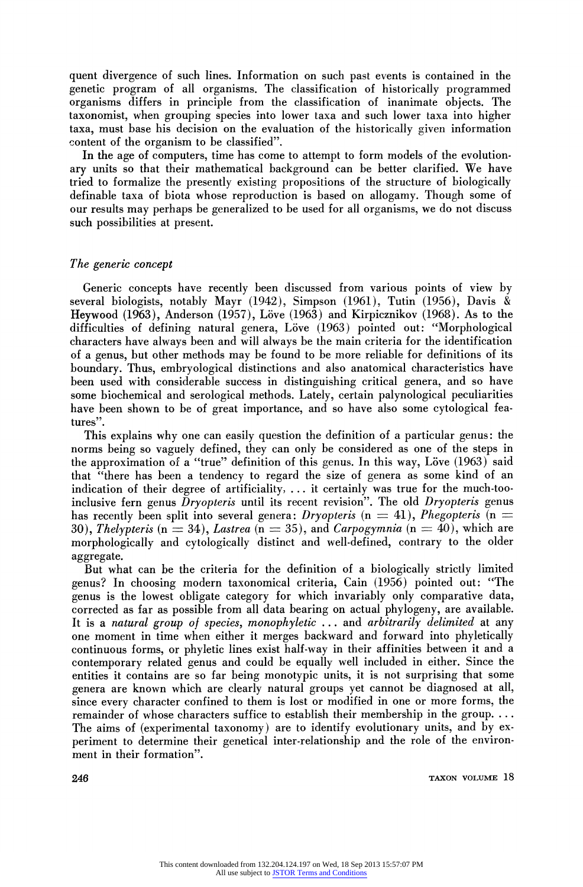quent divergence of such lines. Information on such past events is contained in the genetic program of all organisms. The classification of historically programmed organisms differs in principle from the classification of inanimate objects. The taxonomist, when grouping species into lower taxa and such lower taxa into higher taxa, must base his decision on the evaluation of the historically given information content of the organism to be classified".

In the age of computers, time has come to attempt to form models of the evolutionary units so that their mathematical background can be better clarified. We have tried to formalize the presently existing propositions of the structure of biologically definable taxa of biota whose reproduction is based on allogamy. Though some of our results may perhaps be generalized to be used for all organisms, we do not discuss such possibilities at present.

### *The generic concept*

Generic concepts have recently been discussed from various points of view by several biologists, notably Mayr (1942), Simpson (1961), Tutin (1956), Davis & Heywood (1963), Anderson (1957), Löve (1963) and Kirpicznikov (1968). As to the difficulties of defining natural genera, Löve (1963) pointed out: "Morphological characters have always been and will always be the main criteria for the identification of a genus, but other methods may be found to be more reliable for definitions of its boundary. Thus, embryological distinctions and also anatomical characteristics have been used with considerable success in distinguishing critical genera, and so have some biochemical and serological methods. Lately, certain palynological peculiarities have been shown to be of great importance, and so have also some cytological features".

This explains why one can easily question the definition of a particular genus: the norms being so vaguely defined, they can only be considered as one of the steps in the approximation of a "true" definition of this genus. In this way, Löve (1963) said that "there has been a tendency to regard the size of genera as some kind of an indication of their degree of artificiality, ... it certainly was true for the much-too-inclusive fern genus *Dryopteris* until its recent revision". The old *Dryopteris* genus has recently been split into several genera: *Dryopteris* ($n = 41$), *Phegopteris* ($n = 30$), *Thelypteris* ($n = 34$), *Lastrea* ($n = 35$), and *Carpogymnia* ($n = 40$), which are morphologically and cytologically distinct and well-defined, contrary to the older aggregate.

But what can be the criteria for the definition of a biologically strictly limited genus? In choosing modern taxonomical criteria, Cain (1956) pointed out: "The genus is the lowest obligate category for which invariably only comparative data, corrected as far as possible from all data bearing on actual phylogeny, are available. It is a *natural group of species, monophyletic* ... and *arbitrarily delimited* at any one moment in time when either it merges backward and forward into phyletically continuous forms, or phyletic lines exist half-way in their affinities between it and a contemporary related genus and could be equally well included in either. Since the entities it contains are so far being monotypic units, it is not surprising that some genera are known which are clearly natural groups yet cannot be diagnosed at all, since every character confined to them is lost or modified in one or more forms, the remainder of whose characters suffice to establish their membership in the group. ... The aims of (experimental taxonomy) are to identify evolutionary units, and by experiment to determine their genetical inter-relationship and the role of the environment in their formation".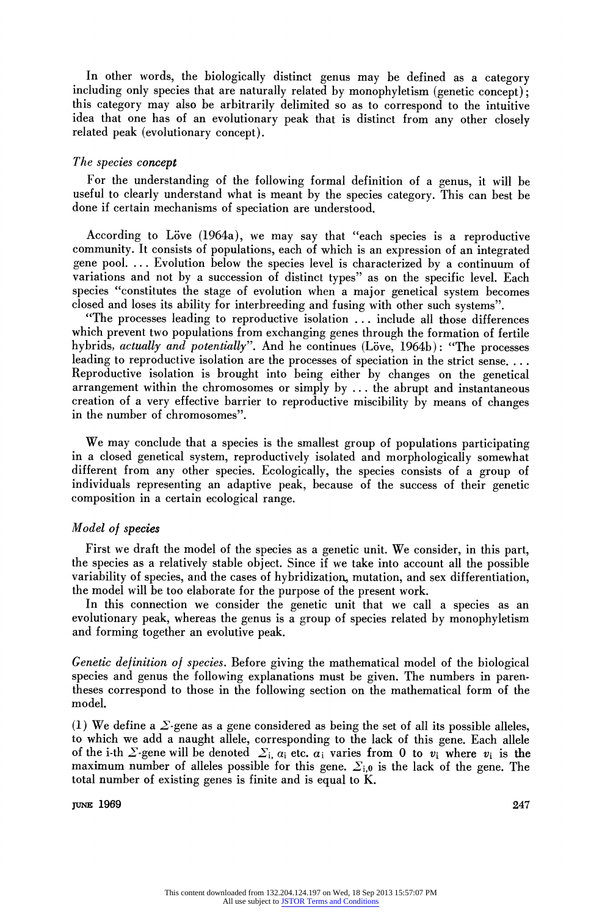In other words, the biologically distinct genus may be defined as a category including only species that are naturally related by monophyletism (genetic concept); this category may also be arbitrarily delimited so as to correspond to the intuitive idea that one has of an evolutionary peak that is distinct from any other closely related peak (evolutionary concept).

### *The species concept*

For the understanding of the following formal definition of a genus, it will be useful to clearly understand what is meant by the species category. This can best be done if certain mechanisms of speciation are understood.

According to Löve (1964a), we may say that "each species is a reproductive community. It consists of populations, each of which is an expression of an integrated gene pool. ... Evolution below the species level is characterized by a continuum of variations and not by a succession of distinct types" as on the specific level. Each species "constitutes the stage of evolution when a major genetical system becomes closed and loses its ability for interbreeding and fusing with other such systems".

"The processes leading to reproductive isolation ... include all those differences which prevent two populations from exchanging genes through the formation of fertile hybrids, *actually and potentially*". And he continues (Löve, 1964b): "The processes leading to reproductive isolation are the processes of speciation in the strict sense. ... Reproductive isolation is brought into being either by changes on the genetical arrangement within the chromosomes or simply by ... the abrupt and instantaneous creation of a very effective barrier to reproductive miscibility by means of changes in the number of chromosomes".

We may conclude that a species is the smallest group of populations participating in a closed genetical system, reproductively isolated and morphologically somewhat different from any other species. Ecologically, the species consists of a group of individuals representing an adaptive peak, because of the success of their genetic composition in a certain ecological range.

### *Model of species*

First we draft the model of the species as a genetic unit. We consider, in this part, the species as a relatively stable object. Since if we take into account all the possible variability of species, and the cases of hybridization, mutation, and sex differentiation, the model will be too elaborate for the purpose of the present work.

In this connection we consider the genetic unit that we call a species as an evolutionary peak, whereas the genus is a group of species related by monophyletism and forming together an evolutive peak.

*Genetic definition of species.* Before giving the mathematical model of the biological species and genus the following explanations must be given. The numbers in parentheses correspond to those in the following section on the mathematical form of the model.

(1) We define a $\Sigma$-gene as a gene considered as being the set of all its possible alleles, to which we add a naught allele, corresponding to the lack of this gene. Each allele of the i-th $\Sigma$-gene will be denoted $\Sigma_{i,}\ \alpha_i$ etc. $\alpha_i$ varies from 0 to $v_i$ where $v_i$ is the maximum number of alleles possible for this gene. $\Sigma_{i,0}$ is the lack of the gene. The total number of existing genes is finite and is equal to K.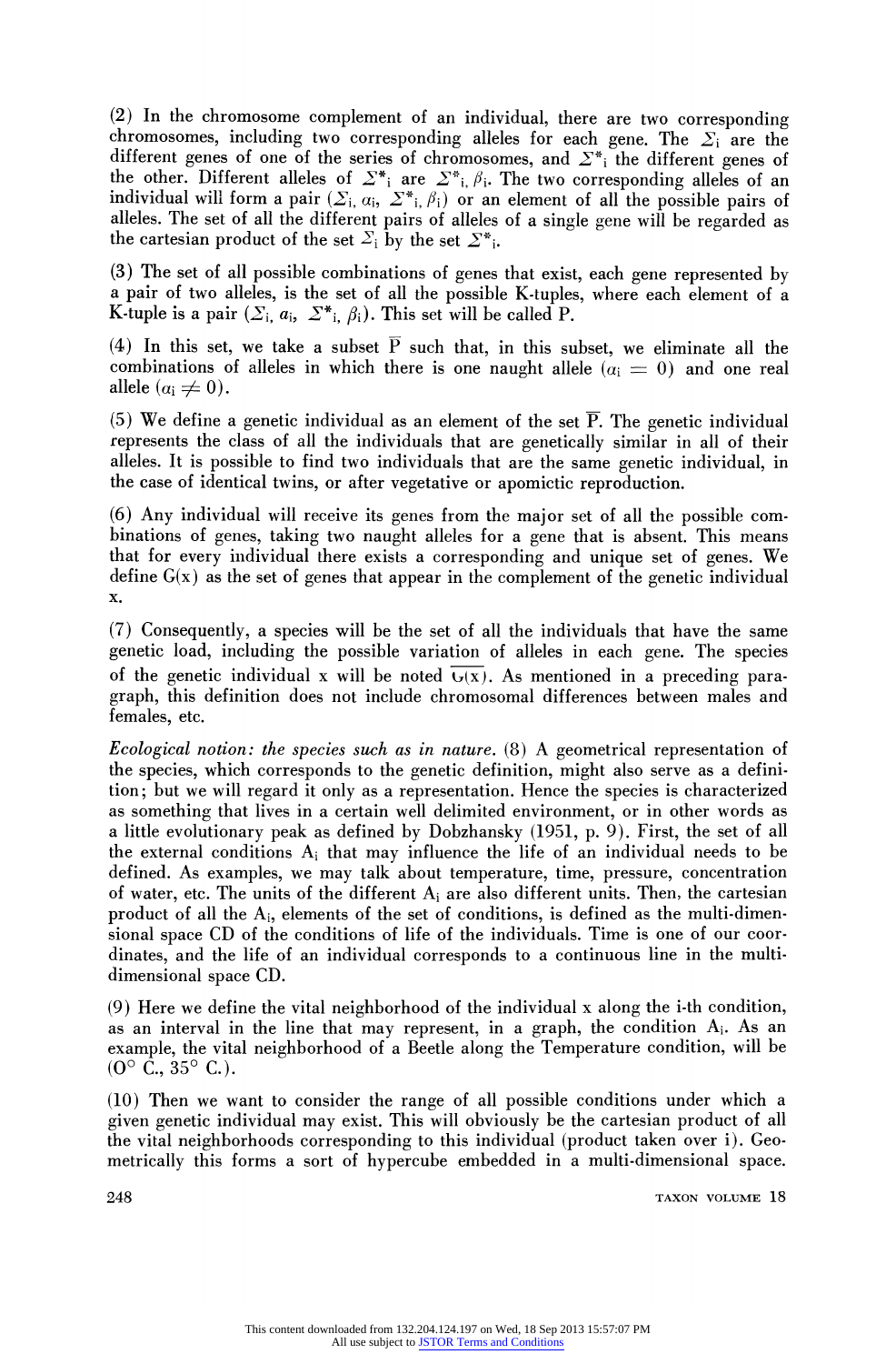(2) In the chromosome complement of an individual, there are two corresponding chromosomes, including two corresponding alleles for each gene. The $\Sigma_i$ are the different genes of one of the series of chromosomes, and $\Sigma^*_i$ the different genes of the other. Different alleles of $\Sigma^*_i$ are $\Sigma^*_{i,} \beta_i$. The two corresponding alleles of an individual will form a pair $(\Sigma_{i,} \alpha_i, \Sigma^*_{i,} \beta_i)$ or an element of all the possible pairs of alleles. The set of all the different pairs of alleles of a single gene will be regarded as the cartesian product of the set $\Sigma_i$ by the set $\Sigma^*_i$.

(3) The set of all possible combinations of genes that exist, each gene represented by a pair of two alleles, is the set of all the possible K-tuples, where each element of a K-tuple is a pair $(\Sigma_{i,} a_i, \Sigma^*_{i,} \beta_i)$. This set will be called P.

(4) In this set, we take a subset $\overline{P}$ such that, in this subset, we eliminate all the combinations of alleles in which there is one naught allele ($\alpha_i = 0$) and one real allele ($\alpha_i \neq 0$).

(5) We define a genetic individual as an element of the set $\overline{P}$. The genetic individual represents the class of all the individuals that are genetically similar in all of their alleles. It is possible to find two individuals that are the same genetic individual, in the case of identical twins, or after vegetative or apomictic reproduction.

(6) Any individual will receive its genes from the major set of all the possible combinations of genes, taking two naught alleles for a gene that is absent. This means that for every individual there exists a corresponding and unique set of genes. We define G(x) as the set of genes that appear in the complement of the genetic individual x.

(7) Consequently, a species will be the set of all the individuals that have the same genetic load, including the possible variation of alleles in each gene. The species of the genetic individual x will be noted $\overline{G(x)}$. As mentioned in a preceding paragraph, this definition does not include chromosomal differences between males and females, etc.

*Ecological notion: the species such as in nature.* (8) A geometrical representation of the species, which corresponds to the genetic definition, might also serve as a definition; but we will regard it only as a representation. Hence the species is characterized as something that lives in a certain well delimited environment, or in other words as a little evolutionary peak as defined by Dobzhansky (1951, p. 9). First, the set of all the external conditions $A_i$ that may influence the life of an individual needs to be defined. As examples, we may talk about temperature, time, pressure, concentration of water, etc. The units of the different $A_i$ are also different units. Then, the cartesian product of all the $A_i$, elements of the set of conditions, is defined as the multi-dimensional space CD of the conditions of life of the individuals. Time is one of our coordinates, and the life of an individual corresponds to a continuous line in the multi-dimensional space CD.

(9) Here we define the vital neighborhood of the individual x along the i-th condition, as an interval in the line that may represent, in a graph, the condition $A_i$. As an example, the vital neighborhood of a Beetle along the Temperature condition, will be (0° C., 35° C.).

(10) Then we want to consider the range of all possible conditions under which a given genetic individual may exist. This will obviously be the cartesian product of all the vital neighborhoods corresponding to this individual (product taken over i). Geometrically this forms a sort of hypercube embedded in a multi-dimensional space.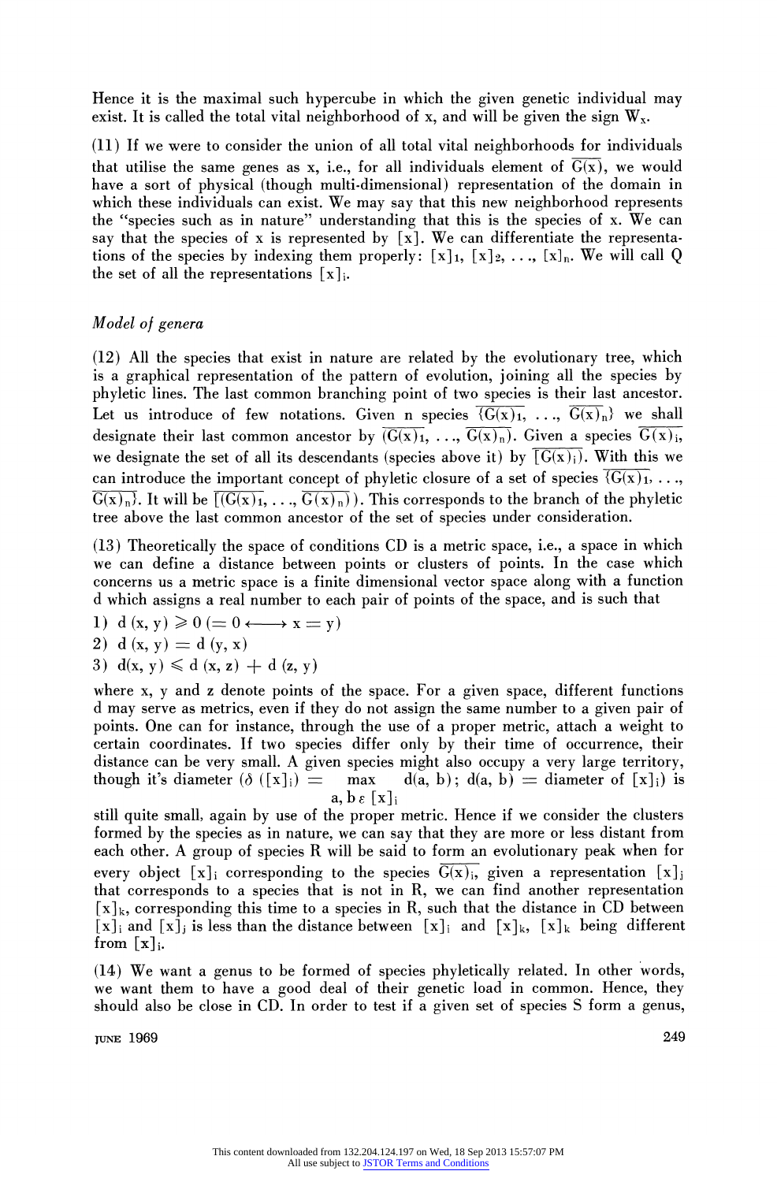Hence it is the maximal such hypercube in which the given genetic individual may exist. It is called the total vital neighborhood of x, and will be given the sign $W_x$.

(11) If we were to consider the union of all total vital neighborhoods for individuals that utilise the same genes as x, i.e., for all individuals element of $\overline{G(x)}$, we would have a sort of physical (though multi-dimensional) representation of the domain in which these individuals can exist. We may say that this new neighborhood represents the "species such as in nature" understanding that this is the species of x. We can say that the species of x is represented by $[x]$. We can differentiate the representations of the species by indexing them properly: $[x]_1, [x]_2, \ldots, [x]_n$. We will call Q the set of all the representations $[x]_i$.

## *Model of genera*

(12) All the species that exist in nature are related by the evolutionary tree, which is a graphical representation of the pattern of evolution, joining all the species by phyletic lines. The last common branching point of two species is their last ancestor. Let us introduce of few notations. Given n species $\{\overline{G(x)_1}, \ldots, \overline{G(x)_n}\}$ we shall designate their last common ancestor by $\overline{(G(x)_1}, \ldots, \overline{G(x)_n)}$. Given a species $\overline{G(x)_i}$, we designate the set of all its descendants (species above it) by $\overline{[G(x)_i)}$. With this we can introduce the important concept of phyletic closure of a set of species $\{\overline{G(x)_1}, \ldots, \overline{G(x)_n}\}$. It will be $\overline{[(G(x)_1}, \ldots, \overline{G(x)_n))}$. This corresponds to the branch of the phyletic tree above the last common ancestor of the set of species under consideration.

(13) Theoretically the space of conditions CD is a metric space, i.e., a space in which we can define a distance between points or clusters of points. In the case which concerns us a metric space is a finite dimensional vector space along with a function d which assigns a real number to each pair of points of the space, and is such that

1) $d(x, y) \geqslant 0 \; (= 0 \longleftrightarrow x = y)$
2) $d(x, y) = d(y, x)$
3) $d(x, y) \leqslant d(x, z) + d(z, y)$

where x, y and z denote points of the space. For a given space, different functions d may serve as metrics, even if they do not assign the same number to a given pair of points. One can for instance, through the use of a proper metric, attach a weight to certain coordinates. If two species differ only by their time of occurrence, their distance can be very small. A given species might also occupy a very large territory, though it's diameter ($\delta([x]_i) = \max_{a, b \, \varepsilon \, [x]_i} d(a, b)$; $d(a, b)$ = diameter of $[x]_i$) is still quite small, again by use of the proper metric. Hence if we consider the clusters formed by the species as in nature, we can say that they are more or less distant from each other. A group of species R will be said to form an evolutionary peak when for every object $[x]_i$ corresponding to the species $\overline{G(x)_i}$, given a representation $[x]_j$ that corresponds to a species that is not in R, we can find another representation $[x]_k$, corresponding this time to a species in R, such that the distance in CD between $[x]_i$ and $[x]_j$ is less than the distance between $[x]_i$ and $[x]_k$, $[x]_k$ being different from $[x]_i$.

(14) We want a genus to be formed of species phyletically related. In other words, we want them to have a good deal of their genetic load in common. Hence, they should also be close in CD. In order to test if a given set of species S form a genus,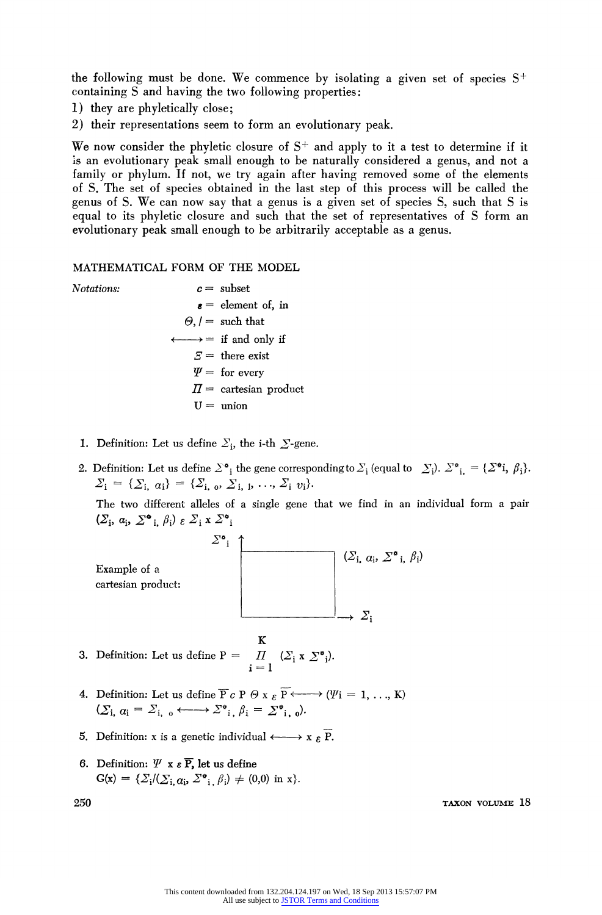the following must be done. We commence by isolating a given set of species $S^+$ containing S and having the two following properties:

1) they are phyletically close;
2) their representations seem to form an evolutionary peak.

We now consider the phyletic closure of $S^+$ and apply to it a test to determine if it is an evolutionary peak small enough to be naturally considered a genus, and not a family or phylum. If not, we try again after having removed some of the elements of S. The set of species obtained in the last step of this process will be called the genus of S. We can now say that a genus is a given set of species S, such that S is equal to its phyletic closure and such that the set of representatives of S form an evolutionary peak small enough to be arbitrarily acceptable as a genus.

## MATHEMATICAL FORM OF THE MODEL

*Notations:*

- $c$ = subset
- $\varepsilon$ = element of, in
- $\Theta$, / = such that
- $\longleftrightarrow$ = if and only if
- $\Xi$ = there exist
- $\Psi$ = for every
- $\Pi$ = cartesian product
- U = union

1. Definition: Let us define $\Sigma_i$, the i-th $\Sigma$-gene.

2. Definition: Let us define $\Sigma^*_i$ the gene corresponding to $\Sigma_i$ (equal to $\Sigma_i$). $\Sigma^*_{i.} = \{\Sigma^*i, \beta_i\}$.
   $\Sigma_i = \{\Sigma_{i.}\ \alpha_i\} = \{\Sigma_{i,\ o}, \Sigma_{i,\ 1}, \ldots, \Sigma_i\ v_i\}$.

   The two different alleles of a single gene that we find in an individual form a pair $(\Sigma_i, \alpha_i, \Sigma^*_{i,} \beta_i)\ \varepsilon\ \Sigma_i \times \Sigma^*_i$

   Example of a cartesian product: [diagram: rectangle with vertical axis $\Sigma^*_i$, horizontal axis $\Sigma_i$, point $(\Sigma_{i.}\ \alpha_i, \Sigma^*_{i,}\ \beta_i)$]

3. Definition: Let us define $P = \prod_{i=1}^{K} (\Sigma_i \times \Sigma^*_i)$.

4. Definition: Let us define $\overline{P} \subset P\ \Theta\ x\ \varepsilon\ \overline{P} \longleftrightarrow (\Psi i = 1, \ldots, K)$
   $(\Sigma_{i,}\ \alpha_i = \Sigma_{i,\ o} \longleftrightarrow \Sigma^*_{i,}\ \beta_i = \Sigma^*_{i,\ o})$.

5. Definition: x is a genetic individual $\longleftrightarrow x\ \varepsilon\ \overline{P}$.

6. Definition: $\Psi\ x\ \varepsilon\ \overline{P}$, let us define
   $G(x) = \{\Sigma_i / (\Sigma_{i,}\alpha_i, \Sigma^*_{i,}\ \beta_i) \neq (0,0) \text{ in } x\}$.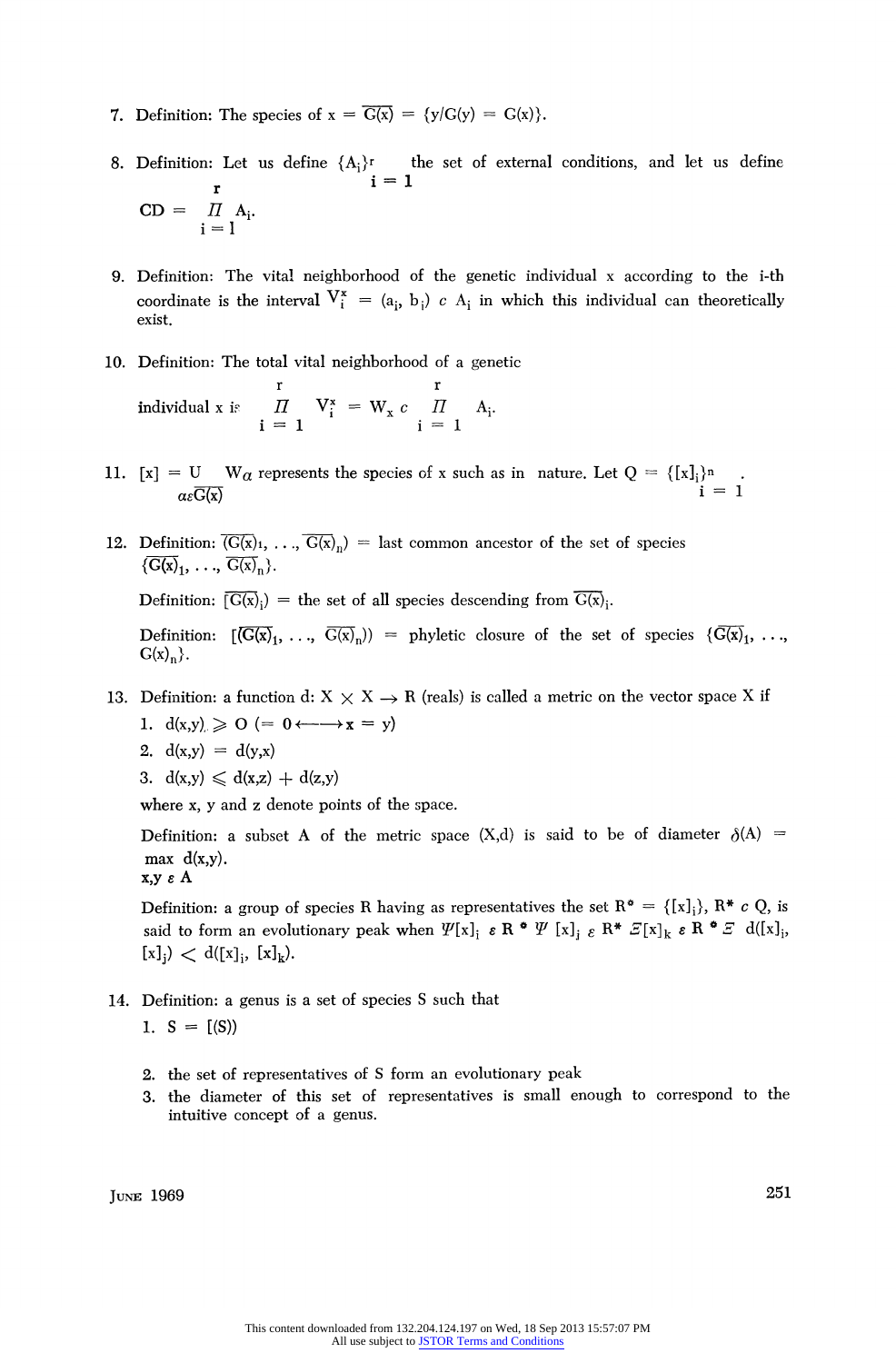7. Definition: The species of $x = \overline{G(x)} = \{y/G(y) = G(x)\}$.

8. Definition: Let us define $\{A_i\}_{i=1}^{r}$ the set of external conditions, and let us define
$CD = \prod_{i=1}^{r} A_i$.

9. Definition: The vital neighborhood of the genetic individual x according to the i-th coordinate is the interval $V_i^x = (a_i, b_i) \subset A_i$ in which this individual can theoretically exist.

10. Definition: The total vital neighborhood of a genetic individual x is $\prod_{i=1}^{r} V_i^x = W_x \subset \prod_{i=1}^{r} A_i$.

11. $[x] = \bigcup_{\alpha \in \overline{G(x)}} W_\alpha$ represents the species of x such as in nature. Let $Q = \{[x]_i\}_{i=1}^{n}$.

12. Definition: $\overline{(G(x)}_1, \ldots, \overline{G(x)}_n) =$ last common ancestor of the set of species $\{\overline{G(x)}_1, \ldots, \overline{G(x)}_n\}$.

    Definition: $[\overline{G(x)}_i) =$ the set of all species descending from $\overline{G(x)}_i$.

    Definition: $[(\overline{G(x)}_1, \ldots, \overline{G(x)}_n)) =$ phyletic closure of the set of species $\{\overline{G(x)}_1, \ldots, G(x)_n\}$.

13. Definition: a function d: $X \times X \rightarrow R$ (reals) is called a metric on the vector space X if
    1. $d(x,y) \geqslant 0$ $(= 0 \longleftrightarrow x = y)$
    2. $d(x,y) = d(y,x)$
    3. $d(x,y) \leqslant d(x,z) + d(z,y)$

    where x, y and z denote points of the space.

    Definition: a subset A of the metric space (X,d) is said to be of diameter $\delta(A) = \max_{x,y \in A} d(x,y)$.

    Definition: a group of species R having as representatives the set $R^* = \{[x]_i\}$, $R^* \subset Q$, is said to form an evolutionary peak when $\forall [x]_i \in R^* \; \forall [x]_j \in R^* \; \exists [x]_k \in R^* \ni d([x]_i, [x]_j) < d([x]_i, [x]_k)$.

14. Definition: a genus is a set of species S such that
    1. $S = [(S))$
    2. the set of representatives of S form an evolutionary peak
    3. the diameter of this set of representatives is small enough to correspond to the intuitive concept of a genus.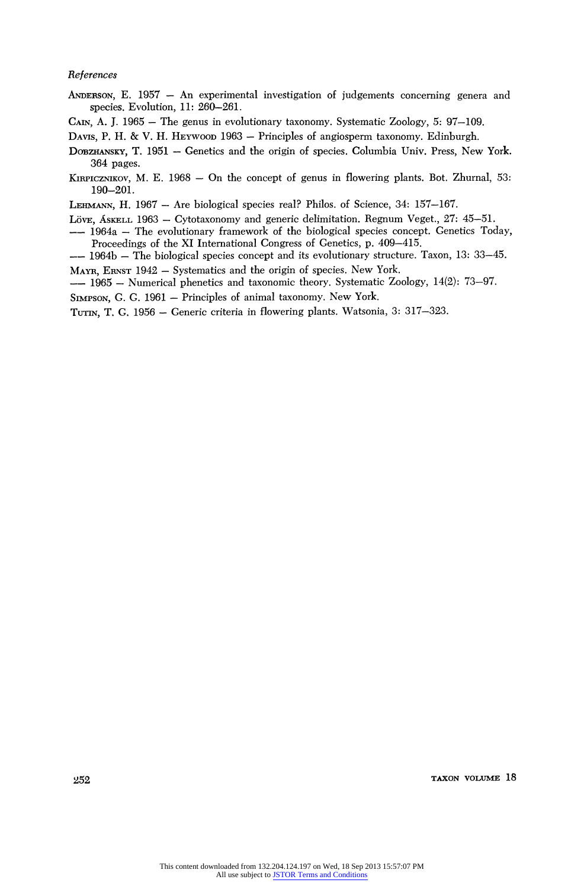*References*

ANDERSON, E. 1957 – An experimental investigation of judgements concerning genera and species. Evolution, 11: 260–261.

CAIN, A. J. 1965 – The genus in evolutionary taxonomy. Systematic Zoology, 5: 97–109.

DAVIS, P. H. & V. H. HEYWOOD 1963 – Principles of angiosperm taxonomy. Edinburgh.

DOBZHANSKY, T. 1951 – Genetics and the origin of species. Columbia Univ. Press, New York. 364 pages.

KIRPICZNIKOV, M. E. 1968 – On the concept of genus in flowering plants. Bot. Zhurnal, 53: 190–201.

LEHMANN, H. 1967 – Are biological species real? Philos. of Science, 34: 157–167.

LÖVE, ÁSKELL 1963 – Cytotaxonomy and generic delimitation. Regnum Veget., 27: 45–51.

—— 1964a – The evolutionary framework of the biological species concept. Genetics Today, Proceedings of the XI International Congress of Genetics, p. 409–415.

—— 1964b – The biological species concept and its evolutionary structure. Taxon, 13: 33–45.

MAYR, ERNST 1942 – Systematics and the origin of species. New York.

—— 1965 – Numerical phenetics and taxonomic theory. Systematic Zoology, 14(2): 73–97.

SIMPSON, G. G. 1961 – Principles of animal taxonomy. New York.

TUTIN, T. G. 1956 – Generic criteria in flowering plants. Watsonia, 3: 317–323.